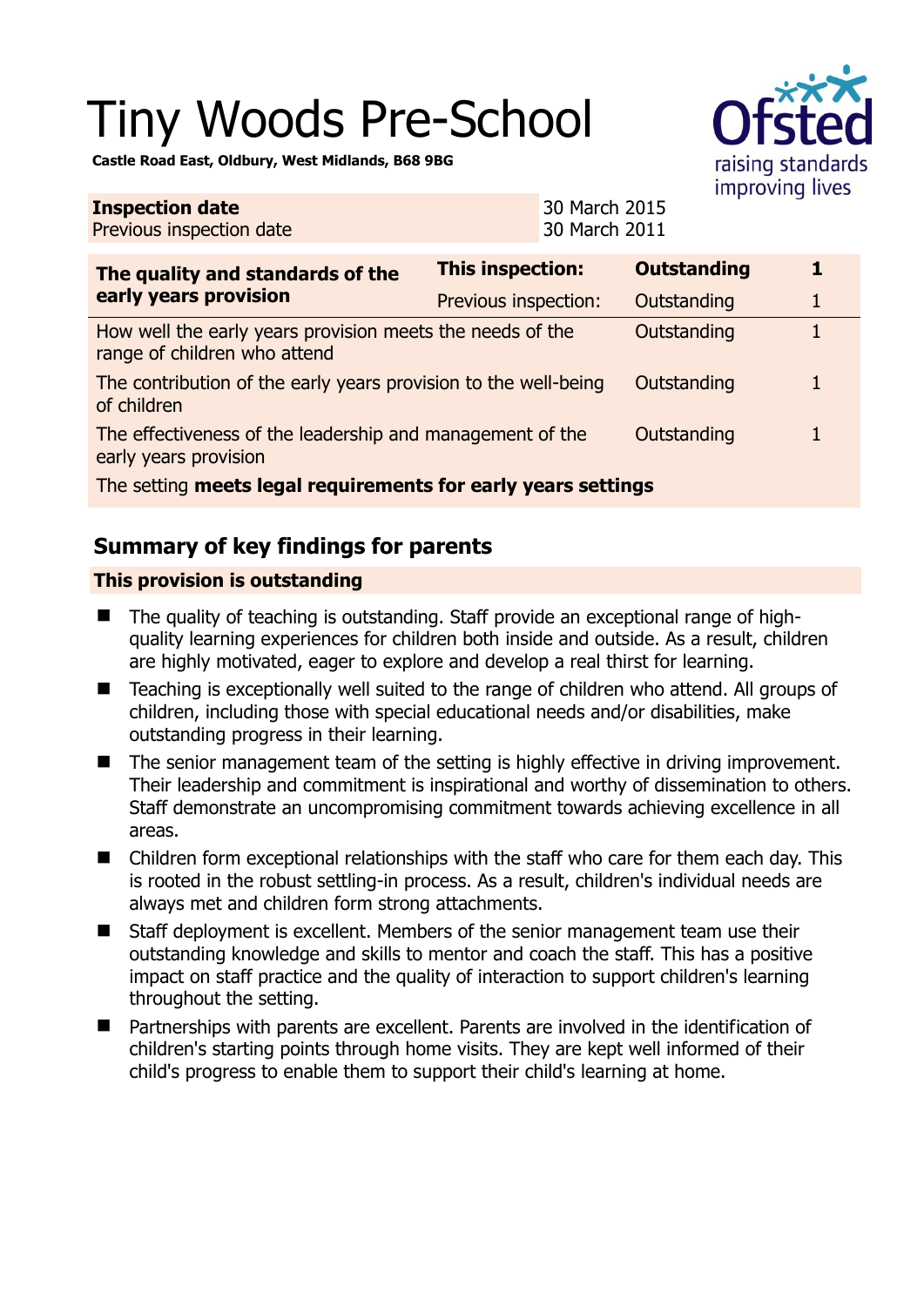# Tiny Woods Pre-School

**Castle Road East, Oldbury, West Midlands, B68 9BG**

| | |
|---|---|
| **Inspection date** | 30 March 2015 |
| Previous inspection date | 30 March 2011 |

| **The quality and standards of the early years provision** | **This inspection:** | **Outstanding** | **1** |
|---|---|---|---|
| | Previous inspection: | Outstanding | 1 |
| How well the early years provision meets the needs of the range of children who attend | | Outstanding | 1 |
| The contribution of the early years provision to the well-being of children | | Outstanding | 1 |
| The effectiveness of the leadership and management of the early years provision | | Outstanding | 1 |
| The setting **meets legal requirements for early years settings** | | | |

## Summary of key findings for parents

**This provision is outstanding**

- The quality of teaching is outstanding. Staff provide an exceptional range of high-quality learning experiences for children both inside and outside. As a result, children are highly motivated, eager to explore and develop a real thirst for learning.
- Teaching is exceptionally well suited to the range of children who attend. All groups of children, including those with special educational needs and/or disabilities, make outstanding progress in their learning.
- The senior management team of the setting is highly effective in driving improvement. Their leadership and commitment is inspirational and worthy of dissemination to others. Staff demonstrate an uncompromising commitment towards achieving excellence in all areas.
- Children form exceptional relationships with the staff who care for them each day. This is rooted in the robust settling-in process. As a result, children's individual needs are always met and children form strong attachments.
- Staff deployment is excellent. Members of the senior management team use their outstanding knowledge and skills to mentor and coach the staff. This has a positive impact on staff practice and the quality of interaction to support children's learning throughout the setting.
- Partnerships with parents are excellent. Parents are involved in the identification of children's starting points through home visits. They are kept well informed of their child's progress to enable them to support their child's learning at home.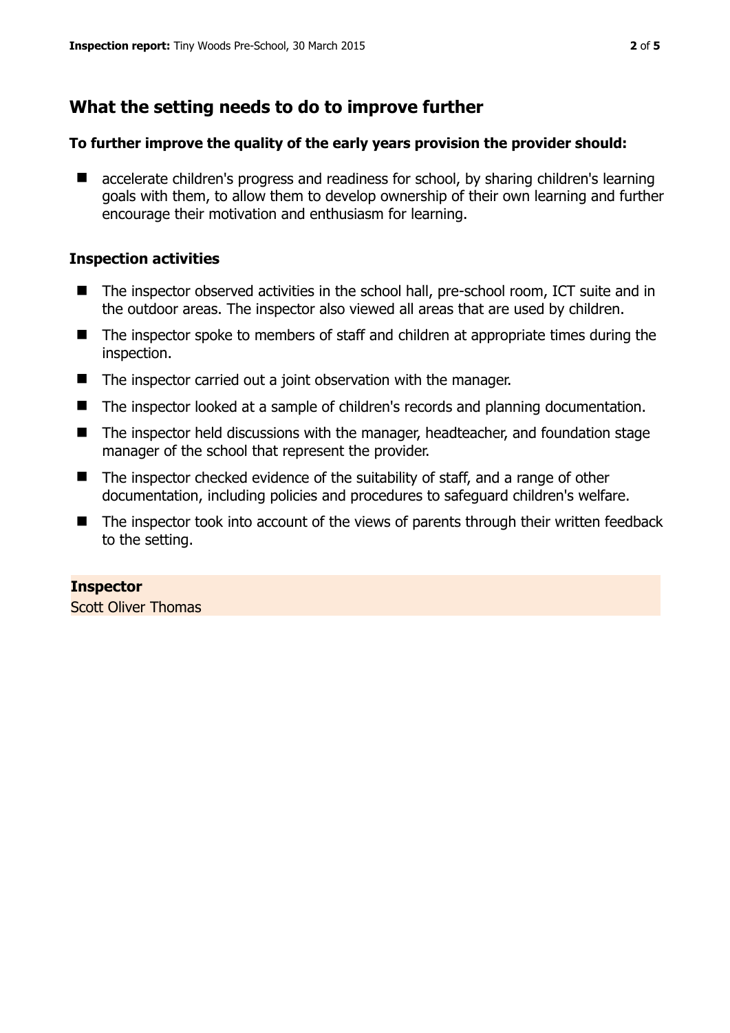## What the setting needs to do to improve further

### To further improve the quality of the early years provision the provider should:

- accelerate children's progress and readiness for school, by sharing children's learning goals with them, to allow them to develop ownership of their own learning and further encourage their motivation and enthusiasm for learning.

### Inspection activities

- The inspector observed activities in the school hall, pre-school room, ICT suite and in the outdoor areas. The inspector also viewed all areas that are used by children.
- The inspector spoke to members of staff and children at appropriate times during the inspection.
- The inspector carried out a joint observation with the manager.
- The inspector looked at a sample of children's records and planning documentation.
- The inspector held discussions with the manager, headteacher, and foundation stage manager of the school that represent the provider.
- The inspector checked evidence of the suitability of staff, and a range of other documentation, including policies and procedures to safeguard children's welfare.
- The inspector took into account of the views of parents through their written feedback to the setting.

**Inspector**

Scott Oliver Thomas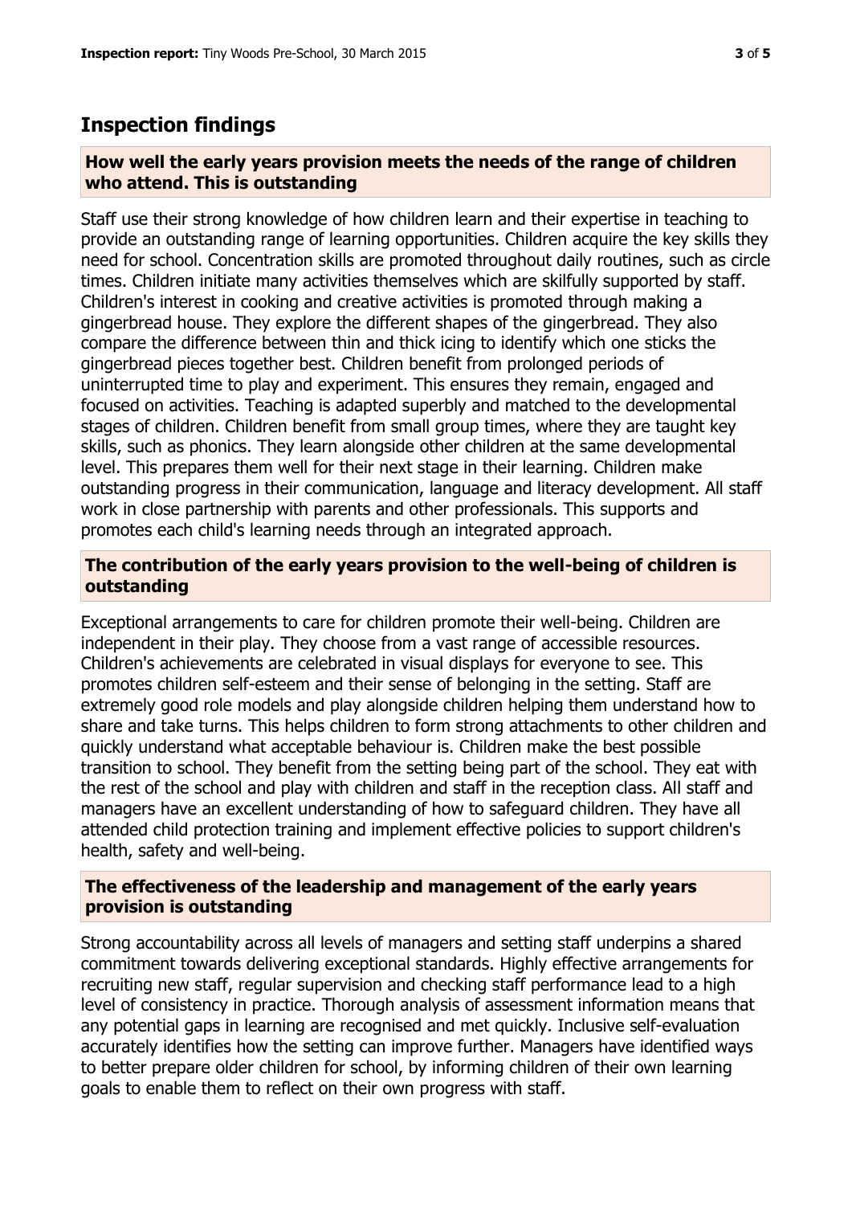## Inspection findings

### How well the early years provision meets the needs of the range of children who attend. This is outstanding

Staff use their strong knowledge of how children learn and their expertise in teaching to provide an outstanding range of learning opportunities. Children acquire the key skills they need for school. Concentration skills are promoted throughout daily routines, such as circle times. Children initiate many activities themselves which are skilfully supported by staff. Children's interest in cooking and creative activities is promoted through making a gingerbread house. They explore the different shapes of the gingerbread. They also compare the difference between thin and thick icing to identify which one sticks the gingerbread pieces together best. Children benefit from prolonged periods of uninterrupted time to play and experiment. This ensures they remain, engaged and focused on activities. Teaching is adapted superbly and matched to the developmental stages of children. Children benefit from small group times, where they are taught key skills, such as phonics. They learn alongside other children at the same developmental level. This prepares them well for their next stage in their learning. Children make outstanding progress in their communication, language and literacy development. All staff work in close partnership with parents and other professionals. This supports and promotes each child's learning needs through an integrated approach.

### The contribution of the early years provision to the well-being of children is outstanding

Exceptional arrangements to care for children promote their well-being. Children are independent in their play. They choose from a vast range of accessible resources. Children's achievements are celebrated in visual displays for everyone to see. This promotes children self-esteem and their sense of belonging in the setting. Staff are extremely good role models and play alongside children helping them understand how to share and take turns. This helps children to form strong attachments to other children and quickly understand what acceptable behaviour is. Children make the best possible transition to school. They benefit from the setting being part of the school. They eat with the rest of the school and play with children and staff in the reception class. All staff and managers have an excellent understanding of how to safeguard children. They have all attended child protection training and implement effective policies to support children's health, safety and well-being.

### The effectiveness of the leadership and management of the early years provision is outstanding

Strong accountability across all levels of managers and setting staff underpins a shared commitment towards delivering exceptional standards. Highly effective arrangements for recruiting new staff, regular supervision and checking staff performance lead to a high level of consistency in practice. Thorough analysis of assessment information means that any potential gaps in learning are recognised and met quickly. Inclusive self-evaluation accurately identifies how the setting can improve further. Managers have identified ways to better prepare older children for school, by informing children of their own learning goals to enable them to reflect on their own progress with staff.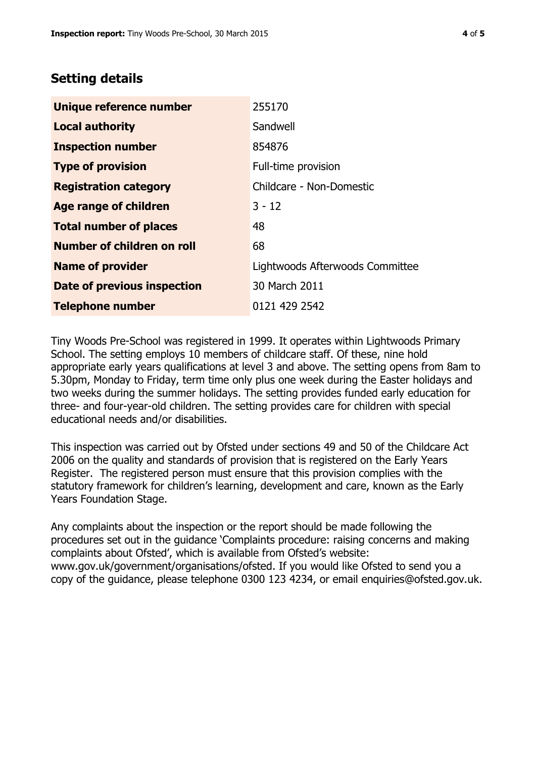## Setting details

| | |
|---|---|
| **Unique reference number** | 255170 |
| **Local authority** | Sandwell |
| **Inspection number** | 854876 |
| **Type of provision** | Full-time provision |
| **Registration category** | Childcare - Non-Domestic |
| **Age range of children** | 3 - 12 |
| **Total number of places** | 48 |
| **Number of children on roll** | 68 |
| **Name of provider** | Lightwoods Afterwoods Committee |
| **Date of previous inspection** | 30 March 2011 |
| **Telephone number** | 0121 429 2542 |

Tiny Woods Pre-School was registered in 1999. It operates within Lightwoods Primary School. The setting employs 10 members of childcare staff. Of these, nine hold appropriate early years qualifications at level 3 and above. The setting opens from 8am to 5.30pm, Monday to Friday, term time only plus one week during the Easter holidays and two weeks during the summer holidays. The setting provides funded early education for three- and four-year-old children. The setting provides care for children with special educational needs and/or disabilities.

This inspection was carried out by Ofsted under sections 49 and 50 of the Childcare Act 2006 on the quality and standards of provision that is registered on the Early Years Register. The registered person must ensure that this provision complies with the statutory framework for children's learning, development and care, known as the Early Years Foundation Stage.

Any complaints about the inspection or the report should be made following the procedures set out in the guidance 'Complaints procedure: raising concerns and making complaints about Ofsted', which is available from Ofsted's website: www.gov.uk/government/organisations/ofsted. If you would like Ofsted to send you a copy of the guidance, please telephone 0300 123 4234, or email enquiries@ofsted.gov.uk.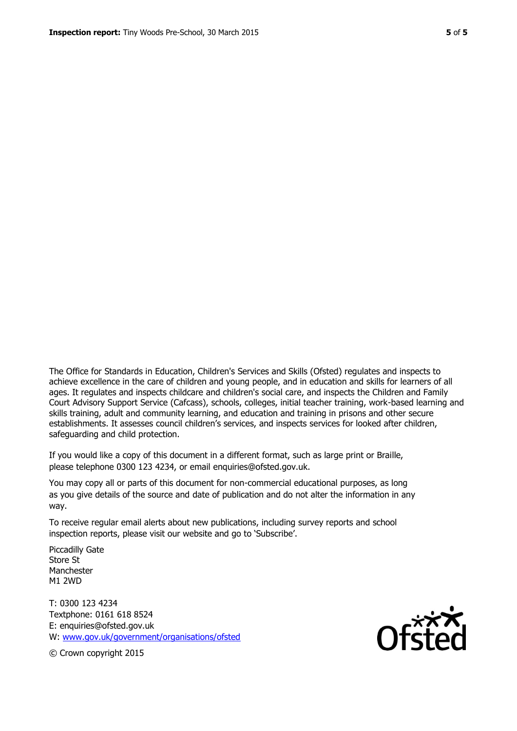The Office for Standards in Education, Children's Services and Skills (Ofsted) regulates and inspects to achieve excellence in the care of children and young people, and in education and skills for learners of all ages. It regulates and inspects childcare and children's social care, and inspects the Children and Family Court Advisory Support Service (Cafcass), schools, colleges, initial teacher training, work-based learning and skills training, adult and community learning, and education and training in prisons and other secure establishments. It assesses council children's services, and inspects services for looked after children, safeguarding and child protection.

If you would like a copy of this document in a different format, such as large print or Braille, please telephone 0300 123 4234, or email enquiries@ofsted.gov.uk.

You may copy all or parts of this document for non-commercial educational purposes, as long as you give details of the source and date of publication and do not alter the information in any way.

To receive regular email alerts about new publications, including survey reports and school inspection reports, please visit our website and go to 'Subscribe'.

Piccadilly Gate
Store St
Manchester
M1 2WD

T: 0300 123 4234
Textphone: 0161 618 8524
E: enquiries@ofsted.gov.uk
W: [www.gov.uk/government/organisations/ofsted](www.gov.uk/government/organisations/ofsted)

© Crown copyright 2015